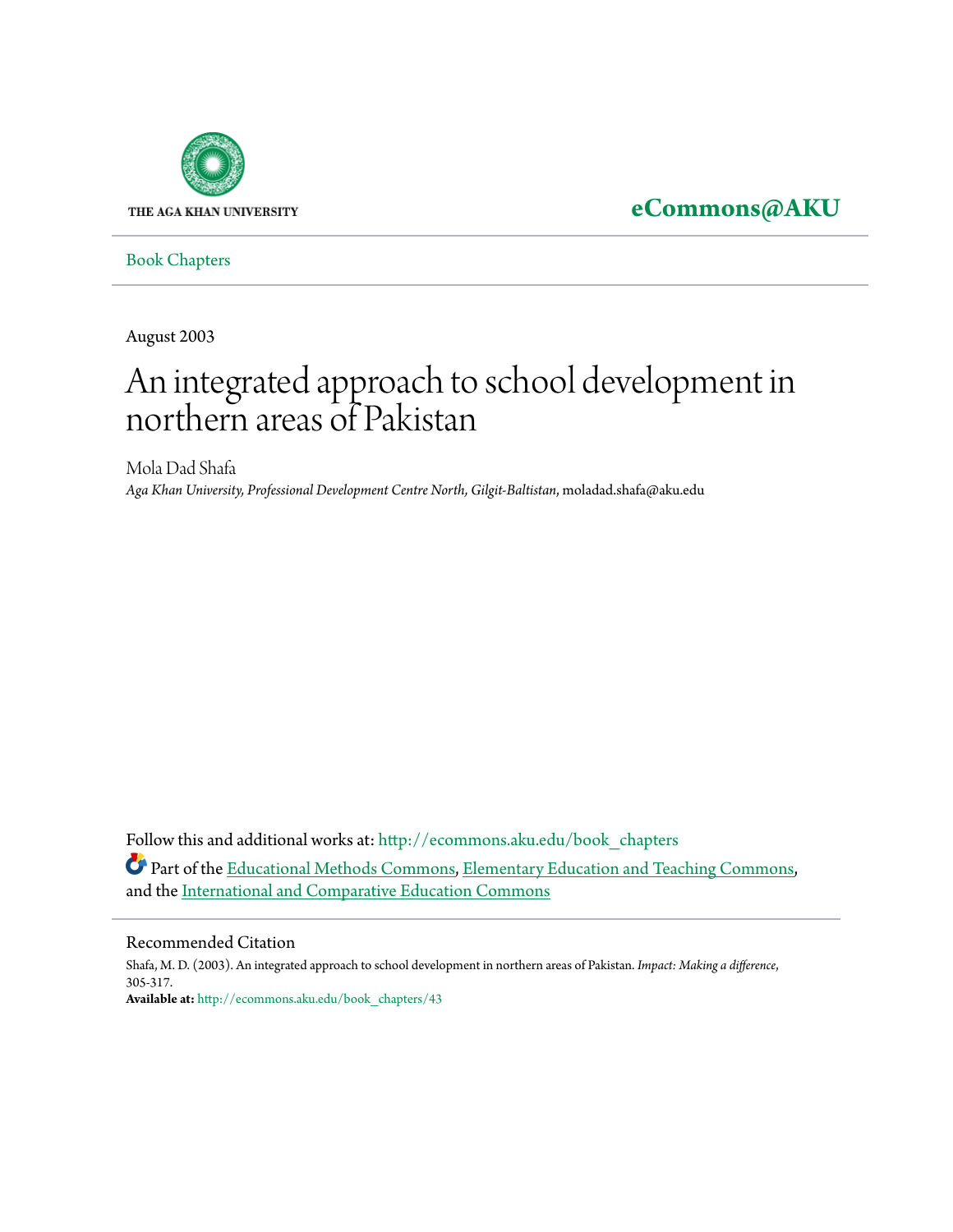THE AGA KHAN UNIVERSITY

**eCommons@AKU**

Book Chapters

August 2003

# An integrated approach to school development in northern areas of Pakistan

Mola Dad Shafa
*Aga Khan University, Professional Development Centre North, Gilgit-Baltistan*, moladad.shafa@aku.edu

Follow this and additional works at: http://ecommons.aku.edu/book_chapters

Part of the Educational Methods Commons, Elementary Education and Teaching Commons, and the International and Comparative Education Commons

## Recommended Citation

Shafa, M. D. (2003). An integrated approach to school development in northern areas of Pakistan. *Impact: Making a difference*, 305-317.

**Available at:** http://ecommons.aku.edu/book_chapters/43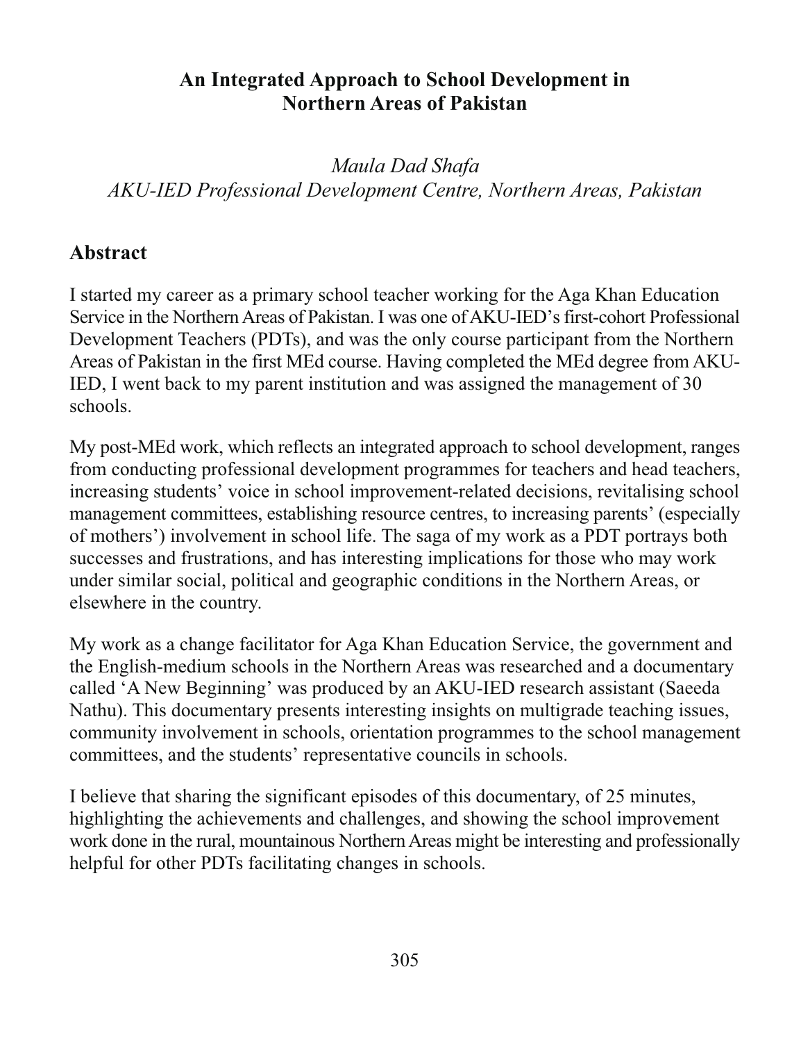# An Integrated Approach to School Development in Northern Areas of Pakistan

*Maula Dad Shafa*
*AKU-IED Professional Development Centre, Northern Areas, Pakistan*

## Abstract

I started my career as a primary school teacher working for the Aga Khan Education Service in the Northern Areas of Pakistan. I was one of AKU-IED's first-cohort Professional Development Teachers (PDTs), and was the only course participant from the Northern Areas of Pakistan in the first MEd course. Having completed the MEd degree from AKU-IED, I went back to my parent institution and was assigned the management of 30 schools.

My post-MEd work, which reflects an integrated approach to school development, ranges from conducting professional development programmes for teachers and head teachers, increasing students' voice in school improvement-related decisions, revitalising school management committees, establishing resource centres, to increasing parents' (especially of mothers') involvement in school life. The saga of my work as a PDT portrays both successes and frustrations, and has interesting implications for those who may work under similar social, political and geographic conditions in the Northern Areas, or elsewhere in the country.

My work as a change facilitator for Aga Khan Education Service, the government and the English-medium schools in the Northern Areas was researched and a documentary called 'A New Beginning' was produced by an AKU-IED research assistant (Saeeda Nathu). This documentary presents interesting insights on multigrade teaching issues, community involvement in schools, orientation programmes to the school management committees, and the students' representative councils in schools.

I believe that sharing the significant episodes of this documentary, of 25 minutes, highlighting the achievements and challenges, and showing the school improvement work done in the rural, mountainous Northern Areas might be interesting and professionally helpful for other PDTs facilitating changes in schools.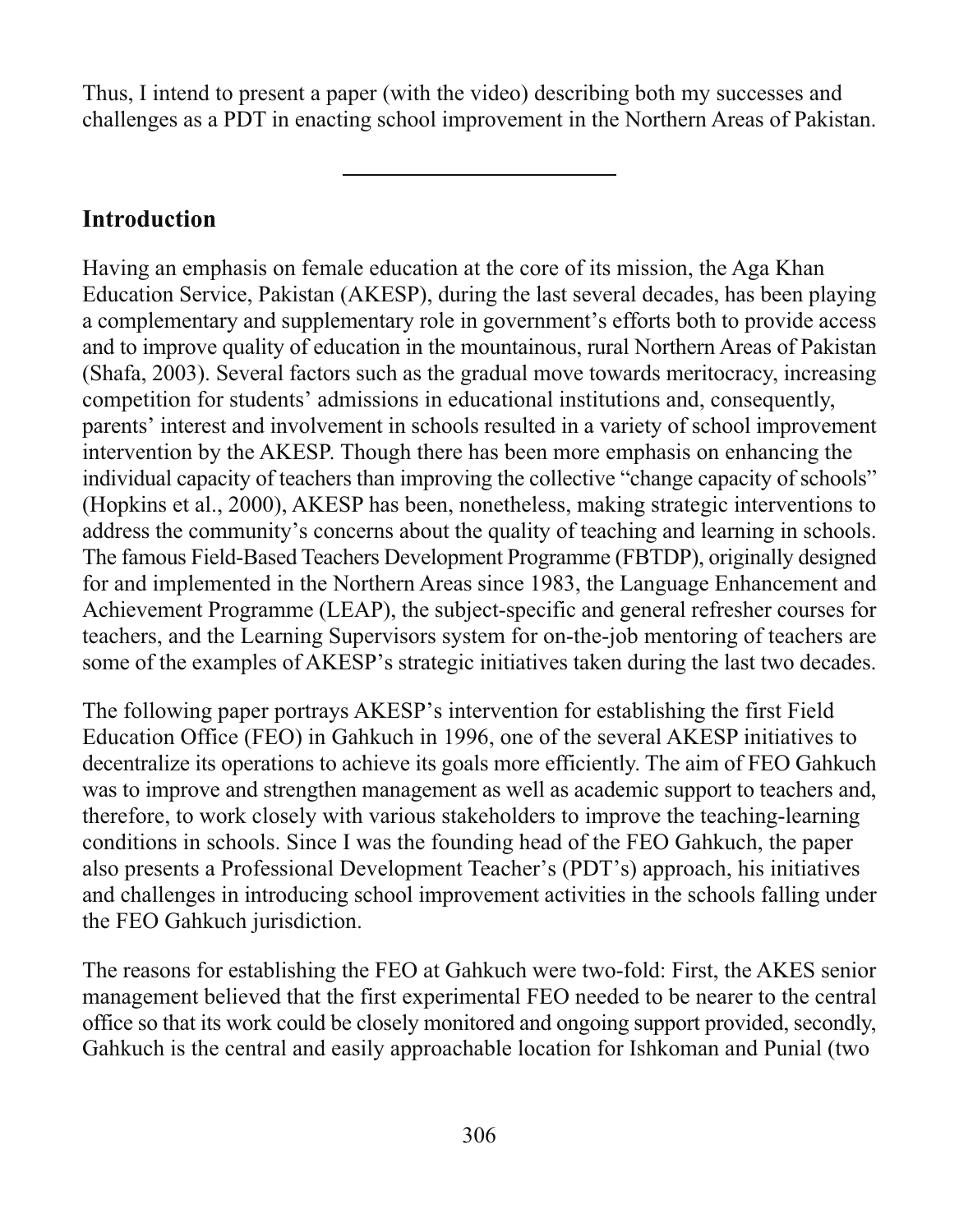Thus, I intend to present a paper (with the video) describing both my successes and challenges as a PDT in enacting school improvement in the Northern Areas of Pakistan.

---

## Introduction

Having an emphasis on female education at the core of its mission, the Aga Khan Education Service, Pakistan (AKESP), during the last several decades, has been playing a complementary and supplementary role in government's efforts both to provide access and to improve quality of education in the mountainous, rural Northern Areas of Pakistan (Shafa, 2003). Several factors such as the gradual move towards meritocracy, increasing competition for students' admissions in educational institutions and, consequently, parents' interest and involvement in schools resulted in a variety of school improvement intervention by the AKESP. Though there has been more emphasis on enhancing the individual capacity of teachers than improving the collective "change capacity of schools" (Hopkins et al., 2000), AKESP has been, nonetheless, making strategic interventions to address the community's concerns about the quality of teaching and learning in schools. The famous Field-Based Teachers Development Programme (FBTDP), originally designed for and implemented in the Northern Areas since 1983, the Language Enhancement and Achievement Programme (LEAP), the subject-specific and general refresher courses for teachers, and the Learning Supervisors system for on-the-job mentoring of teachers are some of the examples of AKESP's strategic initiatives taken during the last two decades.

The following paper portrays AKESP's intervention for establishing the first Field Education Office (FEO) in Gahkuch in 1996, one of the several AKESP initiatives to decentralize its operations to achieve its goals more efficiently. The aim of FEO Gahkuch was to improve and strengthen management as well as academic support to teachers and, therefore, to work closely with various stakeholders to improve the teaching-learning conditions in schools. Since I was the founding head of the FEO Gahkuch, the paper also presents a Professional Development Teacher's (PDT's) approach, his initiatives and challenges in introducing school improvement activities in the schools falling under the FEO Gahkuch jurisdiction.

The reasons for establishing the FEO at Gahkuch were two-fold: First, the AKES senior management believed that the first experimental FEO needed to be nearer to the central office so that its work could be closely monitored and ongoing support provided, secondly, Gahkuch is the central and easily approachable location for Ishkoman and Punial (two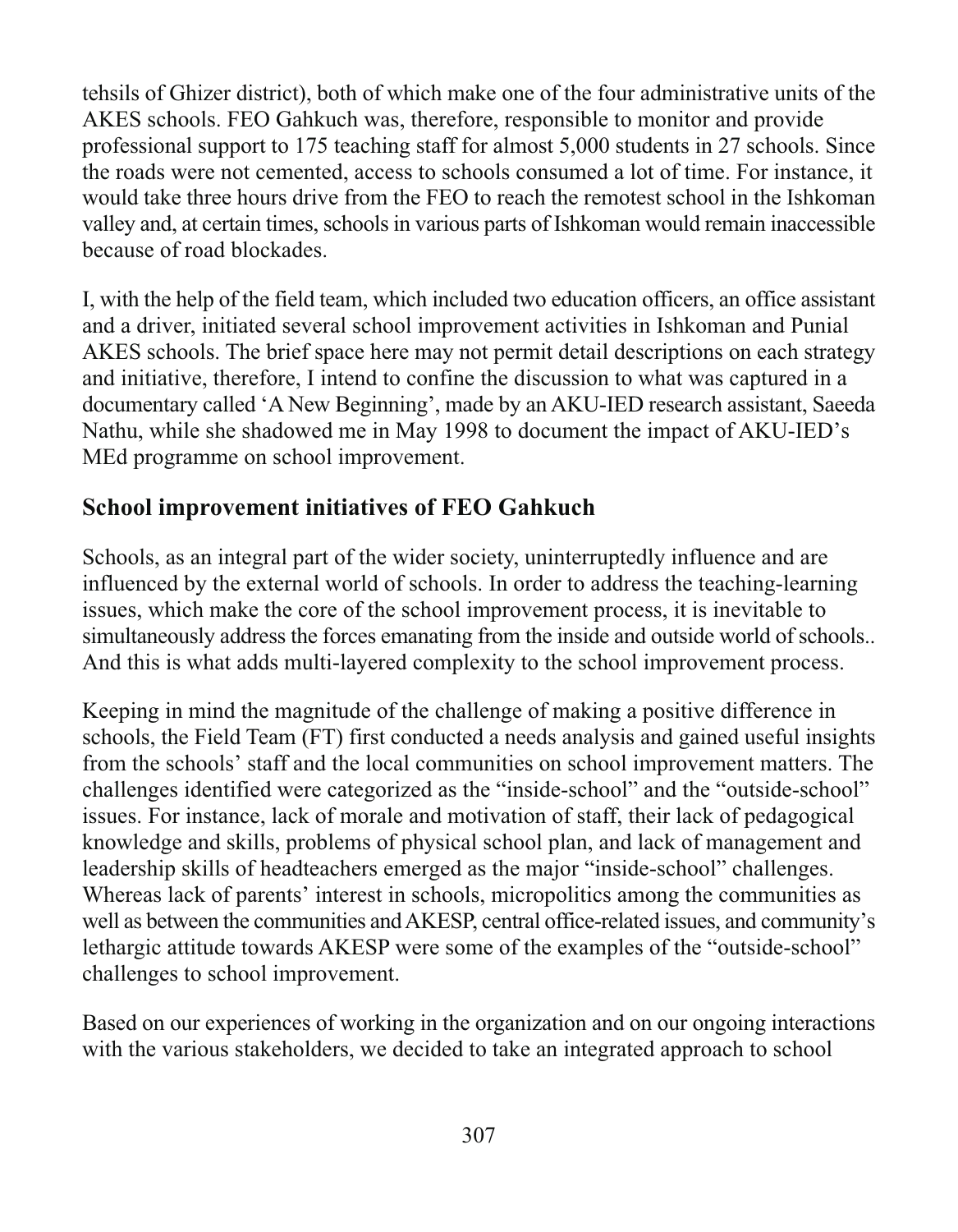tehsils of Ghizer district), both of which make one of the four administrative units of the AKES schools. FEO Gahkuch was, therefore, responsible to monitor and provide professional support to 175 teaching staff for almost 5,000 students in 27 schools. Since the roads were not cemented, access to schools consumed a lot of time. For instance, it would take three hours drive from the FEO to reach the remotest school in the Ishkoman valley and, at certain times, schools in various parts of Ishkoman would remain inaccessible because of road blockades.

I, with the help of the field team, which included two education officers, an office assistant and a driver, initiated several school improvement activities in Ishkoman and Punial AKES schools. The brief space here may not permit detail descriptions on each strategy and initiative, therefore, I intend to confine the discussion to what was captured in a documentary called 'A New Beginning', made by an AKU-IED research assistant, Saeeda Nathu, while she shadowed me in May 1998 to document the impact of AKU-IED's MEd programme on school improvement.

## School improvement initiatives of FEO Gahkuch

Schools, as an integral part of the wider society, uninterruptedly influence and are influenced by the external world of schools. In order to address the teaching-learning issues, which make the core of the school improvement process, it is inevitable to simultaneously address the forces emanating from the inside and outside world of schools.. And this is what adds multi-layered complexity to the school improvement process.

Keeping in mind the magnitude of the challenge of making a positive difference in schools, the Field Team (FT) first conducted a needs analysis and gained useful insights from the schools' staff and the local communities on school improvement matters. The challenges identified were categorized as the "inside-school" and the "outside-school" issues. For instance, lack of morale and motivation of staff, their lack of pedagogical knowledge and skills, problems of physical school plan, and lack of management and leadership skills of headteachers emerged as the major "inside-school" challenges. Whereas lack of parents' interest in schools, micropolitics among the communities as well as between the communities and AKESP, central office-related issues, and community's lethargic attitude towards AKESP were some of the examples of the "outside-school" challenges to school improvement.

Based on our experiences of working in the organization and on our ongoing interactions with the various stakeholders, we decided to take an integrated approach to school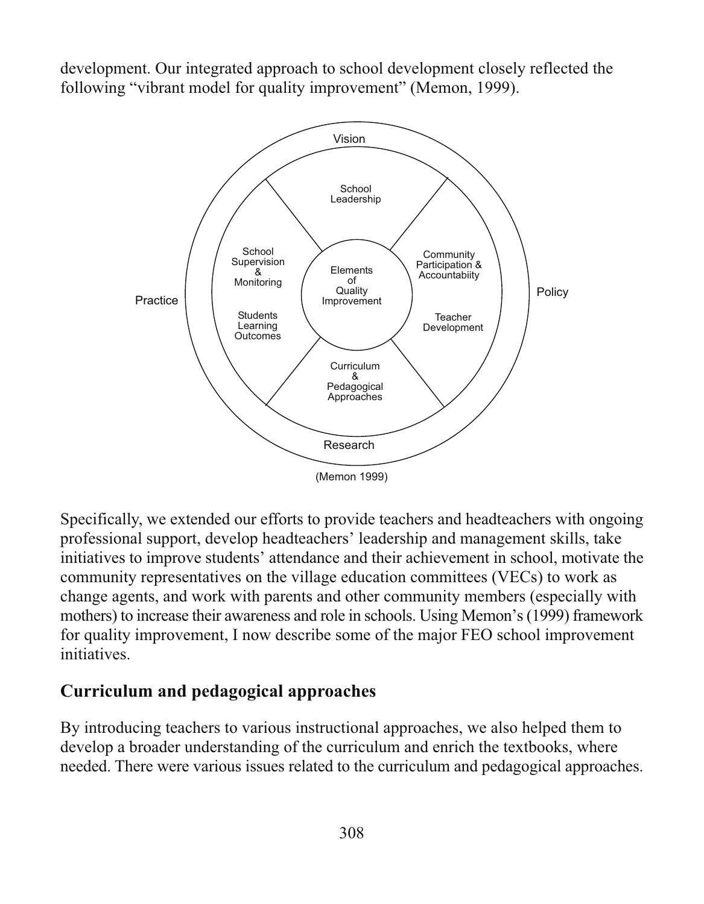development. Our integrated approach to school development closely reflected the following "vibrant model for quality improvement" (Memon, 1999).

Vision

School Leadership

School Supervision & Monitoring

Community Participation & Accountabiity

Elements of Quality Improvement

Practice

Policy

Students Learning Outcomes

Teacher Development

Curriculum & Pedagogical Approaches

Research

(Memon 1999)

Specifically, we extended our efforts to provide teachers and headteachers with ongoing professional support, develop headteachers' leadership and management skills, take initiatives to improve students' attendance and their achievement in school, motivate the community representatives on the village education committees (VECs) to work as change agents, and work with parents and other community members (especially with mothers) to increase their awareness and role in schools. Using Memon's (1999) framework for quality improvement, I now describe some of the major FEO school improvement initiatives.

## Curriculum and pedagogical approaches

By introducing teachers to various instructional approaches, we also helped them to develop a broader understanding of the curriculum and enrich the textbooks, where needed. There were various issues related to the curriculum and pedagogical approaches.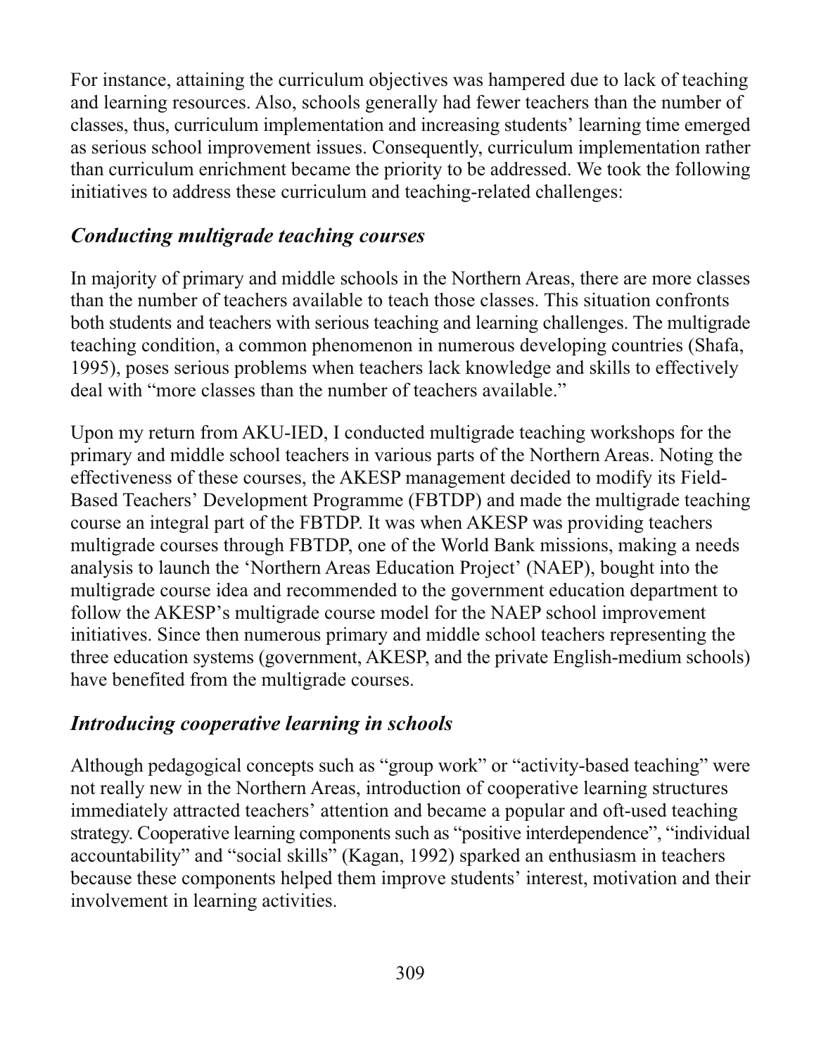For instance, attaining the curriculum objectives was hampered due to lack of teaching and learning resources. Also, schools generally had fewer teachers than the number of classes, thus, curriculum implementation and increasing students' learning time emerged as serious school improvement issues. Consequently, curriculum implementation rather than curriculum enrichment became the priority to be addressed. We took the following initiatives to address these curriculum and teaching-related challenges:

### *Conducting multigrade teaching courses*

In majority of primary and middle schools in the Northern Areas, there are more classes than the number of teachers available to teach those classes. This situation confronts both students and teachers with serious teaching and learning challenges. The multigrade teaching condition, a common phenomenon in numerous developing countries (Shafa, 1995), poses serious problems when teachers lack knowledge and skills to effectively deal with "more classes than the number of teachers available."

Upon my return from AKU-IED, I conducted multigrade teaching workshops for the primary and middle school teachers in various parts of the Northern Areas. Noting the effectiveness of these courses, the AKESP management decided to modify its Field-Based Teachers' Development Programme (FBTDP) and made the multigrade teaching course an integral part of the FBTDP. It was when AKESP was providing teachers multigrade courses through FBTDP, one of the World Bank missions, making a needs analysis to launch the 'Northern Areas Education Project' (NAEP), bought into the multigrade course idea and recommended to the government education department to follow the AKESP's multigrade course model for the NAEP school improvement initiatives. Since then numerous primary and middle school teachers representing the three education systems (government, AKESP, and the private English-medium schools) have benefited from the multigrade courses.

### *Introducing cooperative learning in schools*

Although pedagogical concepts such as "group work" or "activity-based teaching" were not really new in the Northern Areas, introduction of cooperative learning structures immediately attracted teachers' attention and became a popular and oft-used teaching strategy. Cooperative learning components such as "positive interdependence", "individual accountability" and "social skills" (Kagan, 1992) sparked an enthusiasm in teachers because these components helped them improve students' interest, motivation and their involvement in learning activities.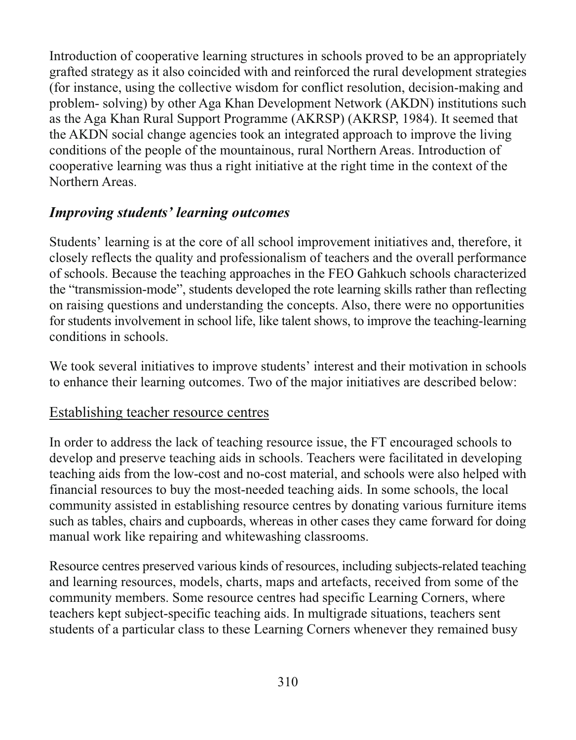Introduction of cooperative learning structures in schools proved to be an appropriately grafted strategy as it also coincided with and reinforced the rural development strategies (for instance, using the collective wisdom for conflict resolution, decision-making and problem- solving) by other Aga Khan Development Network (AKDN) institutions such as the Aga Khan Rural Support Programme (AKRSP) (AKRSP, 1984). It seemed that the AKDN social change agencies took an integrated approach to improve the living conditions of the people of the mountainous, rural Northern Areas. Introduction of cooperative learning was thus a right initiative at the right time in the context of the Northern Areas.

### *Improving students' learning outcomes*

Students' learning is at the core of all school improvement initiatives and, therefore, it closely reflects the quality and professionalism of teachers and the overall performance of schools. Because the teaching approaches in the FEO Gahkuch schools characterized the "transmission-mode", students developed the rote learning skills rather than reflecting on raising questions and understanding the concepts. Also, there were no opportunities for students involvement in school life, like talent shows, to improve the teaching-learning conditions in schools.

We took several initiatives to improve students' interest and their motivation in schools to enhance their learning outcomes. Two of the major initiatives are described below:

#### Establishing teacher resource centres

In order to address the lack of teaching resource issue, the FT encouraged schools to develop and preserve teaching aids in schools. Teachers were facilitated in developing teaching aids from the low-cost and no-cost material, and schools were also helped with financial resources to buy the most-needed teaching aids. In some schools, the local community assisted in establishing resource centres by donating various furniture items such as tables, chairs and cupboards, whereas in other cases they came forward for doing manual work like repairing and whitewashing classrooms.

Resource centres preserved various kinds of resources, including subjects-related teaching and learning resources, models, charts, maps and artefacts, received from some of the community members. Some resource centres had specific Learning Corners, where teachers kept subject-specific teaching aids. In multigrade situations, teachers sent students of a particular class to these Learning Corners whenever they remained busy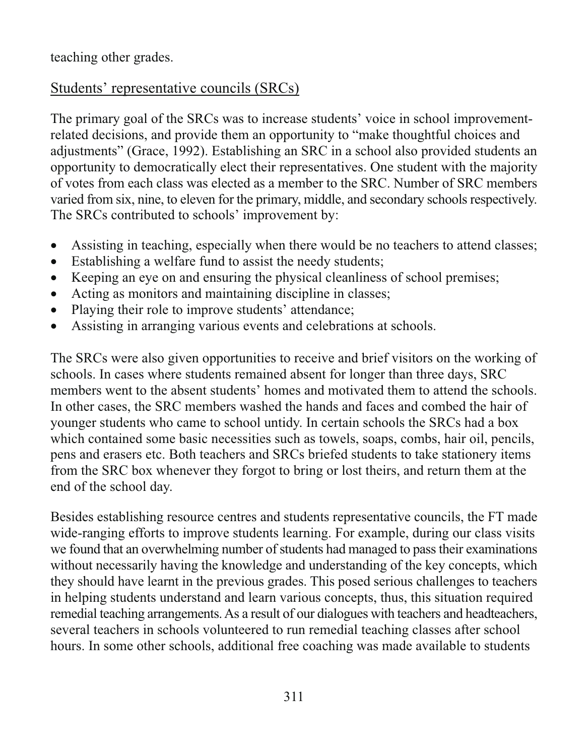teaching other grades.

## Students' representative councils (SRCs)

The primary goal of the SRCs was to increase students' voice in school improvement-related decisions, and provide them an opportunity to "make thoughtful choices and adjustments" (Grace, 1992). Establishing an SRC in a school also provided students an opportunity to democratically elect their representatives. One student with the majority of votes from each class was elected as a member to the SRC. Number of SRC members varied from six, nine, to eleven for the primary, middle, and secondary schools respectively. The SRCs contributed to schools' improvement by:

- Assisting in teaching, especially when there would be no teachers to attend classes;
- Establishing a welfare fund to assist the needy students;
- Keeping an eye on and ensuring the physical cleanliness of school premises;
- Acting as monitors and maintaining discipline in classes;
- Playing their role to improve students' attendance;
- Assisting in arranging various events and celebrations at schools.

The SRCs were also given opportunities to receive and brief visitors on the working of schools. In cases where students remained absent for longer than three days, SRC members went to the absent students' homes and motivated them to attend the schools. In other cases, the SRC members washed the hands and faces and combed the hair of younger students who came to school untidy. In certain schools the SRCs had a box which contained some basic necessities such as towels, soaps, combs, hair oil, pencils, pens and erasers etc. Both teachers and SRCs briefed students to take stationery items from the SRC box whenever they forgot to bring or lost theirs, and return them at the end of the school day.

Besides establishing resource centres and students representative councils, the FT made wide-ranging efforts to improve students learning. For example, during our class visits we found that an overwhelming number of students had managed to pass their examinations without necessarily having the knowledge and understanding of the key concepts, which they should have learnt in the previous grades. This posed serious challenges to teachers in helping students understand and learn various concepts, thus, this situation required remedial teaching arrangements. As a result of our dialogues with teachers and headteachers, several teachers in schools volunteered to run remedial teaching classes after school hours. In some other schools, additional free coaching was made available to students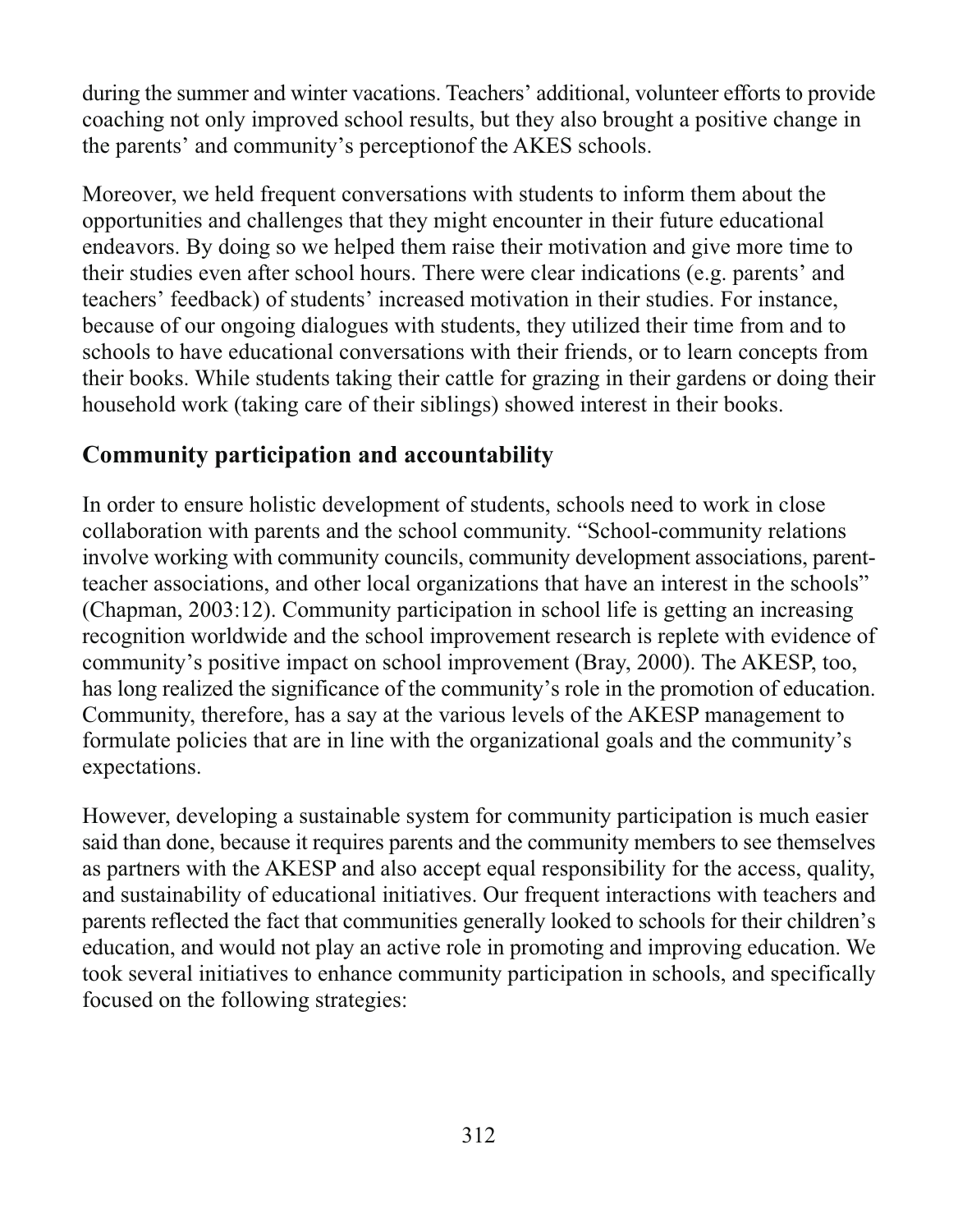during the summer and winter vacations. Teachers' additional, volunteer efforts to provide coaching not only improved school results, but they also brought a positive change in the parents' and community's perceptionof the AKES schools.

Moreover, we held frequent conversations with students to inform them about the opportunities and challenges that they might encounter in their future educational endeavors. By doing so we helped them raise their motivation and give more time to their studies even after school hours. There were clear indications (e.g. parents' and teachers' feedback) of students' increased motivation in their studies. For instance, because of our ongoing dialogues with students, they utilized their time from and to schools to have educational conversations with their friends, or to learn concepts from their books. While students taking their cattle for grazing in their gardens or doing their household work (taking care of their siblings) showed interest in their books.

## Community participation and accountability

In order to ensure holistic development of students, schools need to work in close collaboration with parents and the school community. "School-community relations involve working with community councils, community development associations, parent-teacher associations, and other local organizations that have an interest in the schools" (Chapman, 2003:12). Community participation in school life is getting an increasing recognition worldwide and the school improvement research is replete with evidence of community's positive impact on school improvement (Bray, 2000). The AKESP, too, has long realized the significance of the community's role in the promotion of education. Community, therefore, has a say at the various levels of the AKESP management to formulate policies that are in line with the organizational goals and the community's expectations.

However, developing a sustainable system for community participation is much easier said than done, because it requires parents and the community members to see themselves as partners with the AKESP and also accept equal responsibility for the access, quality, and sustainability of educational initiatives. Our frequent interactions with teachers and parents reflected the fact that communities generally looked to schools for their children's education, and would not play an active role in promoting and improving education. We took several initiatives to enhance community participation in schools, and specifically focused on the following strategies: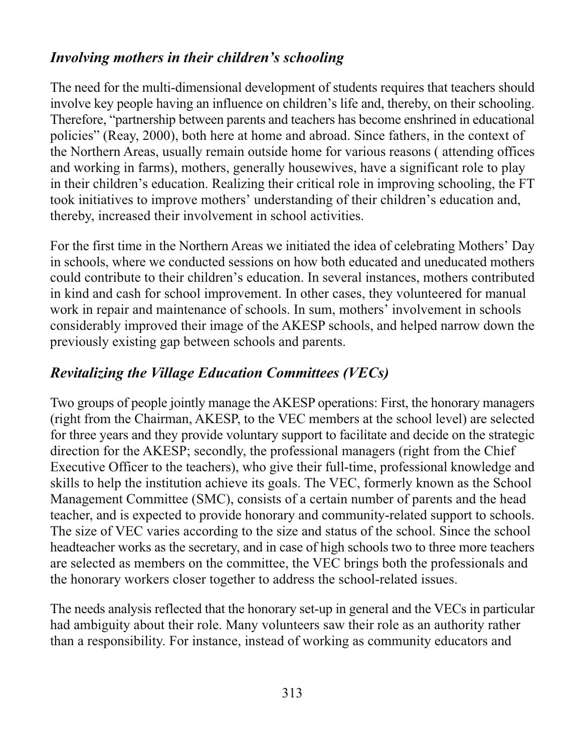### *Involving mothers in their children's schooling*

The need for the multi-dimensional development of students requires that teachers should involve key people having an influence on children's life and, thereby, on their schooling. Therefore, "partnership between parents and teachers has become enshrined in educational policies" (Reay, 2000), both here at home and abroad. Since fathers, in the context of the Northern Areas, usually remain outside home for various reasons ( attending offices and working in farms), mothers, generally housewives, have a significant role to play in their children's education. Realizing their critical role in improving schooling, the FT took initiatives to improve mothers' understanding of their children's education and, thereby, increased their involvement in school activities.

For the first time in the Northern Areas we initiated the idea of celebrating Mothers' Day in schools, where we conducted sessions on how both educated and uneducated mothers could contribute to their children's education. In several instances, mothers contributed in kind and cash for school improvement. In other cases, they volunteered for manual work in repair and maintenance of schools. In sum, mothers' involvement in schools considerably improved their image of the AKESP schools, and helped narrow down the previously existing gap between schools and parents.

### *Revitalizing the Village Education Committees (VECs)*

Two groups of people jointly manage the AKESP operations: First, the honorary managers (right from the Chairman, AKESP, to the VEC members at the school level) are selected for three years and they provide voluntary support to facilitate and decide on the strategic direction for the AKESP; secondly, the professional managers (right from the Chief Executive Officer to the teachers), who give their full-time, professional knowledge and skills to help the institution achieve its goals. The VEC, formerly known as the School Management Committee (SMC), consists of a certain number of parents and the head teacher, and is expected to provide honorary and community-related support to schools. The size of VEC varies according to the size and status of the school. Since the school headteacher works as the secretary, and in case of high schools two to three more teachers are selected as members on the committee, the VEC brings both the professionals and the honorary workers closer together to address the school-related issues.

The needs analysis reflected that the honorary set-up in general and the VECs in particular had ambiguity about their role. Many volunteers saw their role as an authority rather than a responsibility. For instance, instead of working as community educators and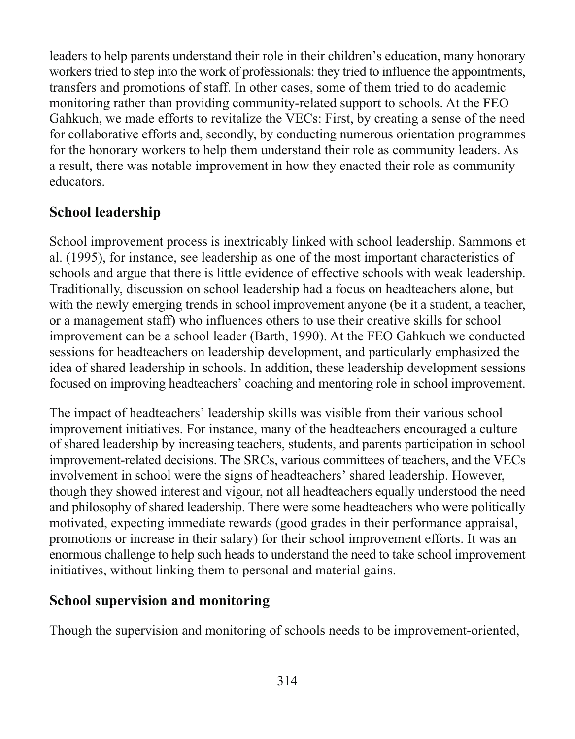leaders to help parents understand their role in their children's education, many honorary workers tried to step into the work of professionals: they tried to influence the appointments, transfers and promotions of staff. In other cases, some of them tried to do academic monitoring rather than providing community-related support to schools. At the FEO Gahkuch, we made efforts to revitalize the VECs: First, by creating a sense of the need for collaborative efforts and, secondly, by conducting numerous orientation programmes for the honorary workers to help them understand their role as community leaders. As a result, there was notable improvement in how they enacted their role as community educators.

## School leadership

School improvement process is inextricably linked with school leadership. Sammons et al. (1995), for instance, see leadership as one of the most important characteristics of schools and argue that there is little evidence of effective schools with weak leadership. Traditionally, discussion on school leadership had a focus on headteachers alone, but with the newly emerging trends in school improvement anyone (be it a student, a teacher, or a management staff) who influences others to use their creative skills for school improvement can be a school leader (Barth, 1990). At the FEO Gahkuch we conducted sessions for headteachers on leadership development, and particularly emphasized the idea of shared leadership in schools. In addition, these leadership development sessions focused on improving headteachers' coaching and mentoring role in school improvement.

The impact of headteachers' leadership skills was visible from their various school improvement initiatives. For instance, many of the headteachers encouraged a culture of shared leadership by increasing teachers, students, and parents participation in school improvement-related decisions. The SRCs, various committees of teachers, and the VECs involvement in school were the signs of headteachers' shared leadership. However, though they showed interest and vigour, not all headteachers equally understood the need and philosophy of shared leadership. There were some headteachers who were politically motivated, expecting immediate rewards (good grades in their performance appraisal, promotions or increase in their salary) for their school improvement efforts. It was an enormous challenge to help such heads to understand the need to take school improvement initiatives, without linking them to personal and material gains.

## School supervision and monitoring

Though the supervision and monitoring of schools needs to be improvement-oriented,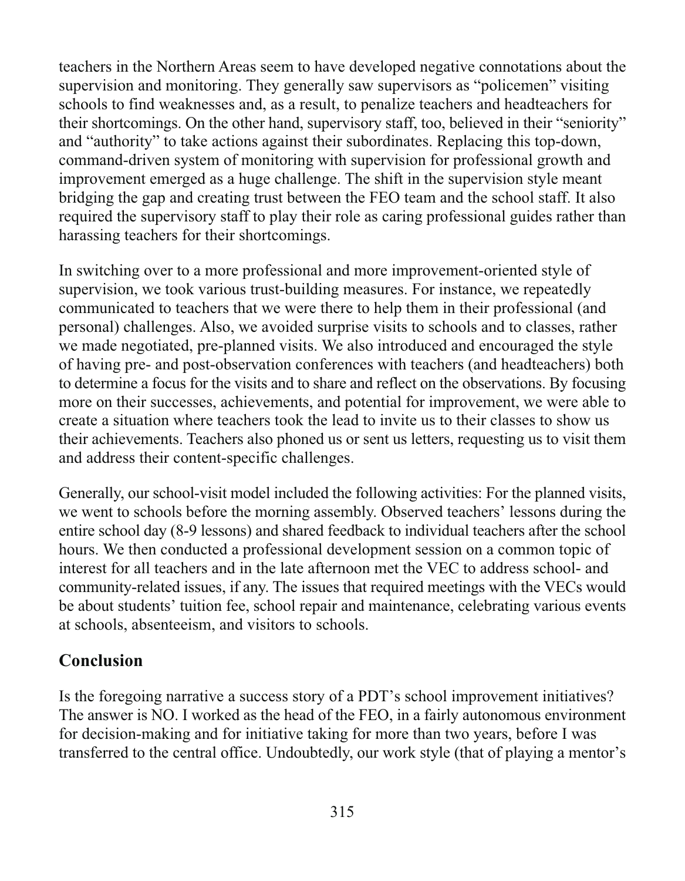teachers in the Northern Areas seem to have developed negative connotations about the supervision and monitoring. They generally saw supervisors as "policemen" visiting schools to find weaknesses and, as a result, to penalize teachers and headteachers for their shortcomings. On the other hand, supervisory staff, too, believed in their "seniority" and "authority" to take actions against their subordinates. Replacing this top-down, command-driven system of monitoring with supervision for professional growth and improvement emerged as a huge challenge. The shift in the supervision style meant bridging the gap and creating trust between the FEO team and the school staff. It also required the supervisory staff to play their role as caring professional guides rather than harassing teachers for their shortcomings.

In switching over to a more professional and more improvement-oriented style of supervision, we took various trust-building measures. For instance, we repeatedly communicated to teachers that we were there to help them in their professional (and personal) challenges. Also, we avoided surprise visits to schools and to classes, rather we made negotiated, pre-planned visits. We also introduced and encouraged the style of having pre- and post-observation conferences with teachers (and headteachers) both to determine a focus for the visits and to share and reflect on the observations. By focusing more on their successes, achievements, and potential for improvement, we were able to create a situation where teachers took the lead to invite us to their classes to show us their achievements. Teachers also phoned us or sent us letters, requesting us to visit them and address their content-specific challenges.

Generally, our school-visit model included the following activities: For the planned visits, we went to schools before the morning assembly. Observed teachers' lessons during the entire school day (8-9 lessons) and shared feedback to individual teachers after the school hours. We then conducted a professional development session on a common topic of interest for all teachers and in the late afternoon met the VEC to address school- and community-related issues, if any. The issues that required meetings with the VECs would be about students' tuition fee, school repair and maintenance, celebrating various events at schools, absenteeism, and visitors to schools.

## Conclusion

Is the foregoing narrative a success story of a PDT's school improvement initiatives? The answer is NO. I worked as the head of the FEO, in a fairly autonomous environment for decision-making and for initiative taking for more than two years, before I was transferred to the central office. Undoubtedly, our work style (that of playing a mentor's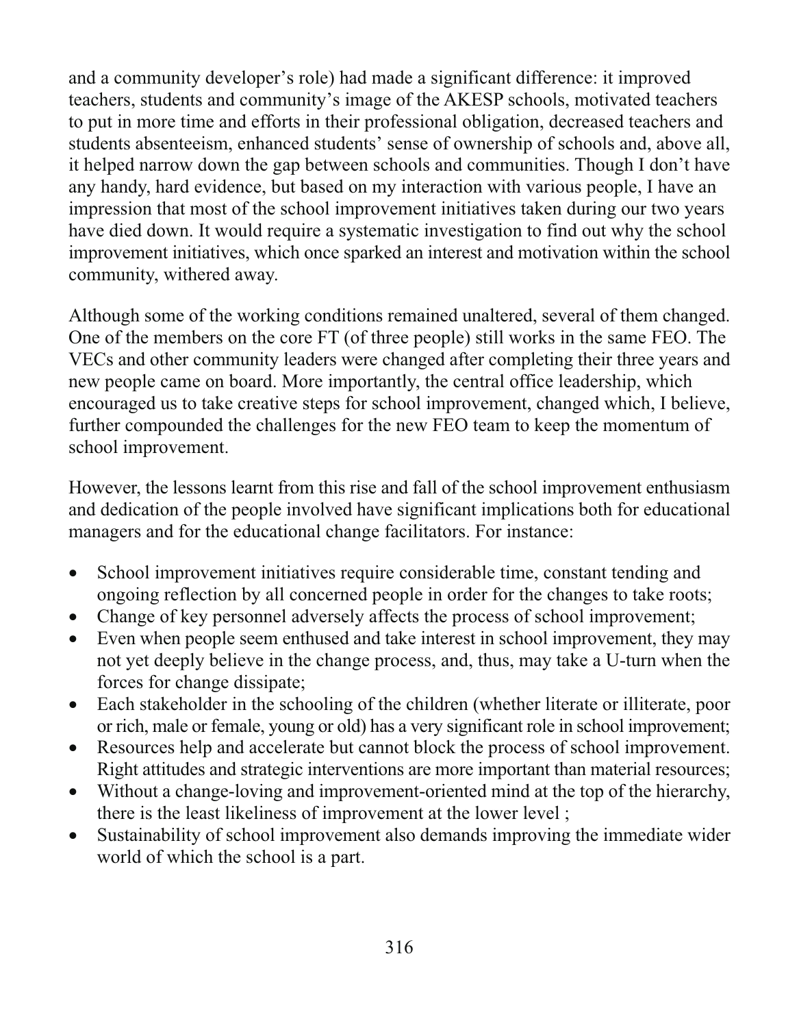and a community developer's role) had made a significant difference: it improved teachers, students and community's image of the AKESP schools, motivated teachers to put in more time and efforts in their professional obligation, decreased teachers and students absenteeism, enhanced students' sense of ownership of schools and, above all, it helped narrow down the gap between schools and communities. Though I don't have any handy, hard evidence, but based on my interaction with various people, I have an impression that most of the school improvement initiatives taken during our two years have died down. It would require a systematic investigation to find out why the school improvement initiatives, which once sparked an interest and motivation within the school community, withered away.

Although some of the working conditions remained unaltered, several of them changed. One of the members on the core FT (of three people) still works in the same FEO. The VECs and other community leaders were changed after completing their three years and new people came on board. More importantly, the central office leadership, which encouraged us to take creative steps for school improvement, changed which, I believe, further compounded the challenges for the new FEO team to keep the momentum of school improvement.

However, the lessons learnt from this rise and fall of the school improvement enthusiasm and dedication of the people involved have significant implications both for educational managers and for the educational change facilitators. For instance:

- School improvement initiatives require considerable time, constant tending and ongoing reflection by all concerned people in order for the changes to take roots;
- Change of key personnel adversely affects the process of school improvement;
- Even when people seem enthused and take interest in school improvement, they may not yet deeply believe in the change process, and, thus, may take a U-turn when the forces for change dissipate;
- Each stakeholder in the schooling of the children (whether literate or illiterate, poor or rich, male or female, young or old) has a very significant role in school improvement;
- Resources help and accelerate but cannot block the process of school improvement. Right attitudes and strategic interventions are more important than material resources;
- Without a change-loving and improvement-oriented mind at the top of the hierarchy, there is the least likeliness of improvement at the lower level ;
- Sustainability of school improvement also demands improving the immediate wider world of which the school is a part.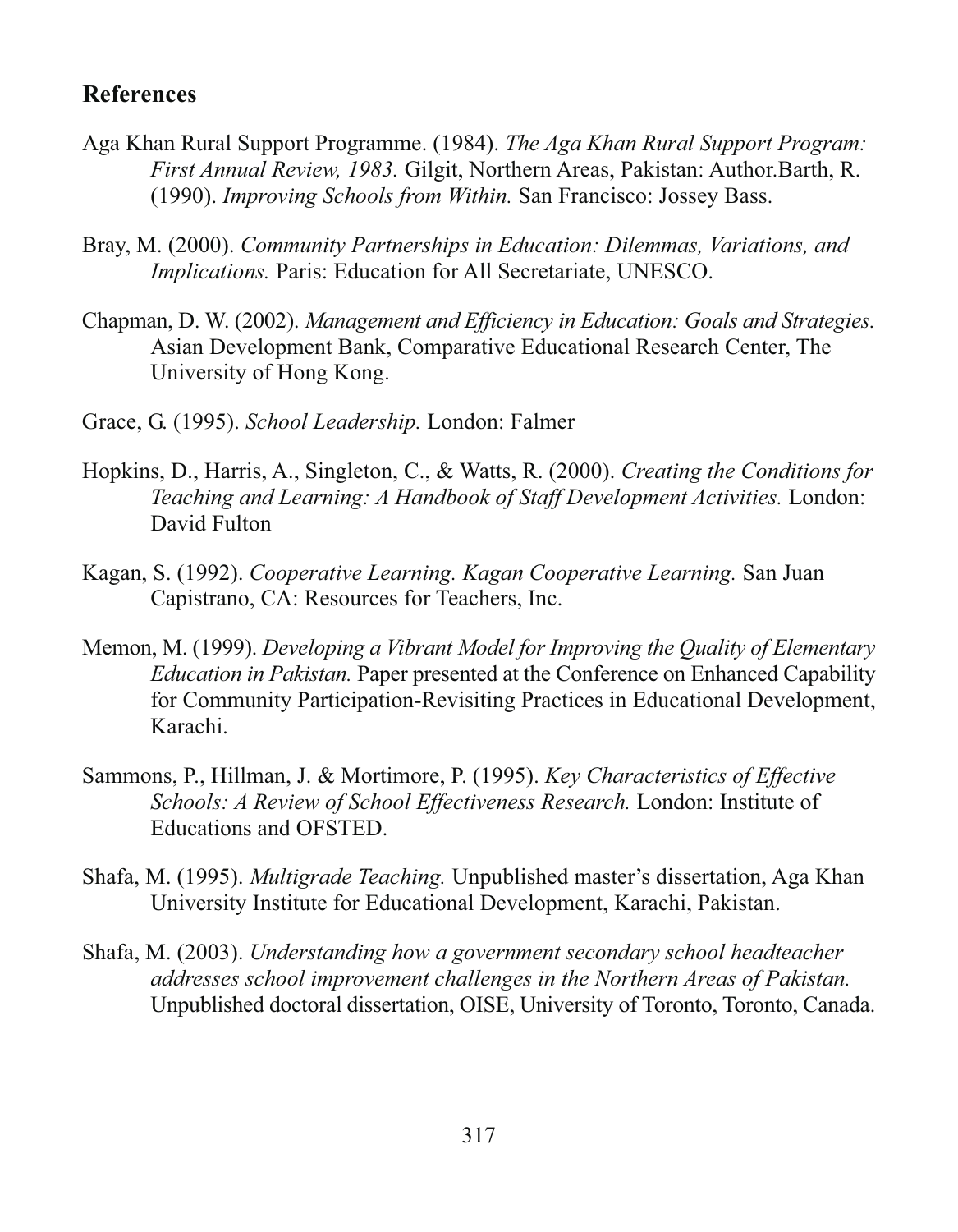## References

Aga Khan Rural Support Programme. (1984). *The Aga Khan Rural Support Program: First Annual Review, 1983.* Gilgit, Northern Areas, Pakistan: Author.Barth, R. (1990). *Improving Schools from Within.* San Francisco: Jossey Bass.

Bray, M. (2000). *Community Partnerships in Education: Dilemmas, Variations, and Implications.* Paris: Education for All Secretariate, UNESCO.

Chapman, D. W. (2002). *Management and Efficiency in Education: Goals and Strategies.* Asian Development Bank, Comparative Educational Research Center, The University of Hong Kong.

Grace, G. (1995). *School Leadership.* London: Falmer

Hopkins, D., Harris, A., Singleton, C., & Watts, R. (2000). *Creating the Conditions for Teaching and Learning: A Handbook of Staff Development Activities.* London: David Fulton

Kagan, S. (1992). *Cooperative Learning. Kagan Cooperative Learning.* San Juan Capistrano, CA: Resources for Teachers, Inc.

Memon, M. (1999). *Developing a Vibrant Model for Improving the Quality of Elementary Education in Pakistan.* Paper presented at the Conference on Enhanced Capability for Community Participation-Revisiting Practices in Educational Development, Karachi.

Sammons, P., Hillman, J. & Mortimore, P. (1995). *Key Characteristics of Effective Schools: A Review of School Effectiveness Research.* London: Institute of Educations and OFSTED.

Shafa, M. (1995). *Multigrade Teaching.* Unpublished master's dissertation, Aga Khan University Institute for Educational Development, Karachi, Pakistan.

Shafa, M. (2003). *Understanding how a government secondary school headteacher addresses school improvement challenges in the Northern Areas of Pakistan.* Unpublished doctoral dissertation, OISE, University of Toronto, Toronto, Canada.